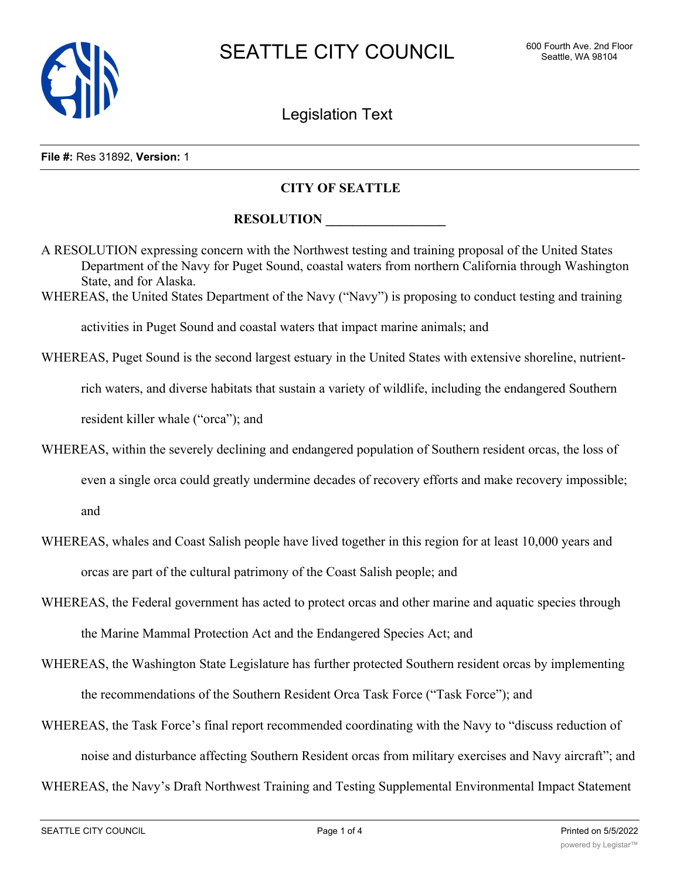# SEATTLE CITY COUNCIL

600 Fourth Ave. 2nd Floor
Seattle, WA 98104

## Legislation Text

**File #:** Res 31892, **Version:** 1

**CITY OF SEATTLE**

**RESOLUTION __________________**

A RESOLUTION expressing concern with the Northwest testing and training proposal of the United States Department of the Navy for Puget Sound, coastal waters from northern California through Washington State, and for Alaska.

WHEREAS, the United States Department of the Navy ("Navy") is proposing to conduct testing and training activities in Puget Sound and coastal waters that impact marine animals; and

WHEREAS, Puget Sound is the second largest estuary in the United States with extensive shoreline, nutrient-rich waters, and diverse habitats that sustain a variety of wildlife, including the endangered Southern resident killer whale ("orca"); and

WHEREAS, within the severely declining and endangered population of Southern resident orcas, the loss of even a single orca could greatly undermine decades of recovery efforts and make recovery impossible; and

WHEREAS, whales and Coast Salish people have lived together in this region for at least 10,000 years and orcas are part of the cultural patrimony of the Coast Salish people; and

WHEREAS, the Federal government has acted to protect orcas and other marine and aquatic species through the Marine Mammal Protection Act and the Endangered Species Act; and

WHEREAS, the Washington State Legislature has further protected Southern resident orcas by implementing the recommendations of the Southern Resident Orca Task Force ("Task Force"); and

WHEREAS, the Task Force's final report recommended coordinating with the Navy to "discuss reduction of noise and disturbance affecting Southern Resident orcas from military exercises and Navy aircraft"; and

WHEREAS, the Navy's Draft Northwest Training and Testing Supplemental Environmental Impact Statement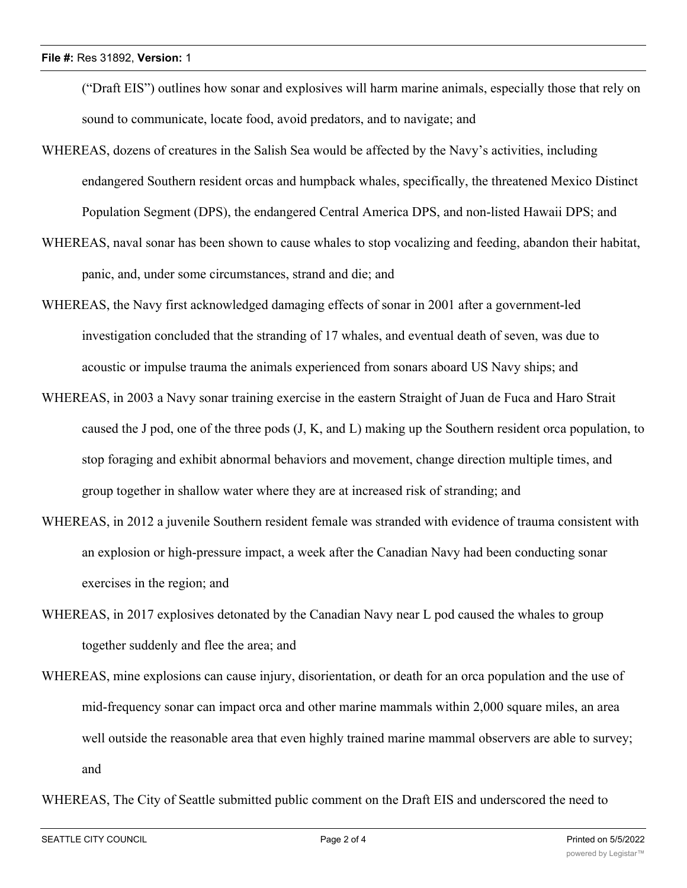("Draft EIS") outlines how sonar and explosives will harm marine animals, especially those that rely on sound to communicate, locate food, avoid predators, and to navigate; and

WHEREAS, dozens of creatures in the Salish Sea would be affected by the Navy's activities, including endangered Southern resident orcas and humpback whales, specifically, the threatened Mexico Distinct Population Segment (DPS), the endangered Central America DPS, and non-listed Hawaii DPS; and

WHEREAS, naval sonar has been shown to cause whales to stop vocalizing and feeding, abandon their habitat, panic, and, under some circumstances, strand and die; and

WHEREAS, the Navy first acknowledged damaging effects of sonar in 2001 after a government-led investigation concluded that the stranding of 17 whales, and eventual death of seven, was due to acoustic or impulse trauma the animals experienced from sonars aboard US Navy ships; and

WHEREAS, in 2003 a Navy sonar training exercise in the eastern Straight of Juan de Fuca and Haro Strait caused the J pod, one of the three pods (J, K, and L) making up the Southern resident orca population, to stop foraging and exhibit abnormal behaviors and movement, change direction multiple times, and group together in shallow water where they are at increased risk of stranding; and

WHEREAS, in 2012 a juvenile Southern resident female was stranded with evidence of trauma consistent with an explosion or high-pressure impact, a week after the Canadian Navy had been conducting sonar exercises in the region; and

WHEREAS, in 2017 explosives detonated by the Canadian Navy near L pod caused the whales to group together suddenly and flee the area; and

WHEREAS, mine explosions can cause injury, disorientation, or death for an orca population and the use of mid-frequency sonar can impact orca and other marine mammals within 2,000 square miles, an area well outside the reasonable area that even highly trained marine mammal observers are able to survey; and

WHEREAS, The City of Seattle submitted public comment on the Draft EIS and underscored the need to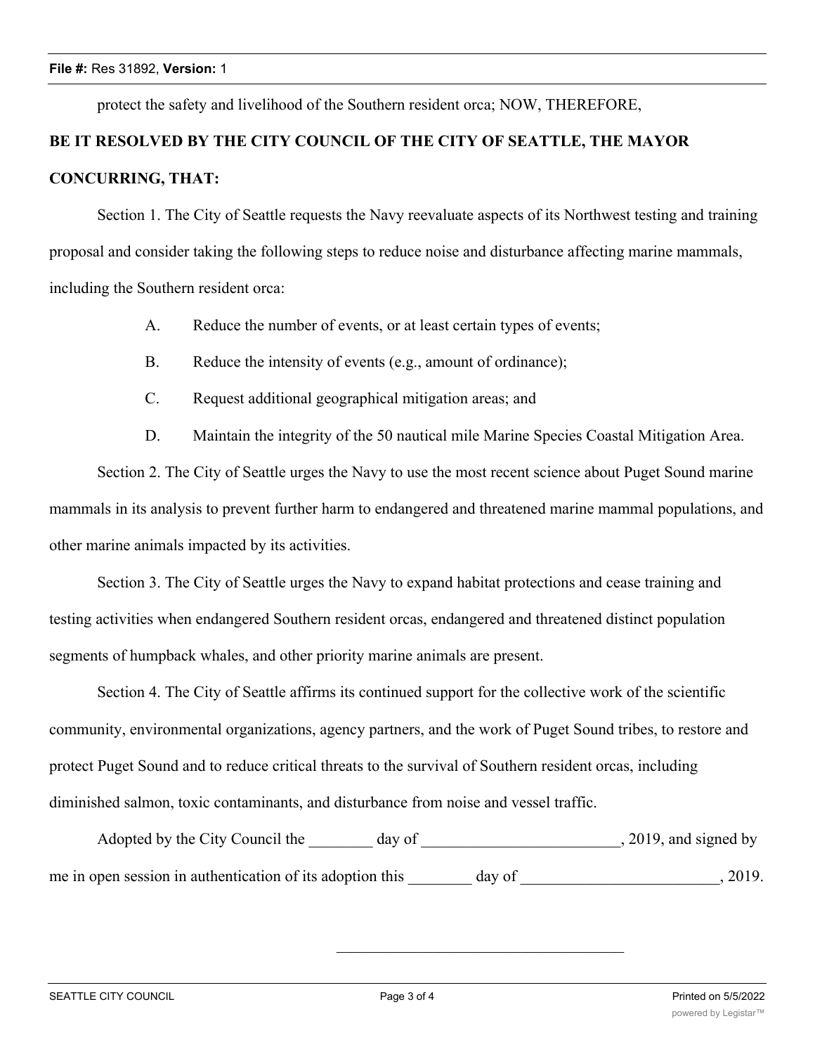protect the safety and livelihood of the Southern resident orca; NOW, THEREFORE,

**BE IT RESOLVED BY THE CITY COUNCIL OF THE CITY OF SEATTLE, THE MAYOR CONCURRING, THAT:**

Section 1. The City of Seattle requests the Navy reevaluate aspects of its Northwest testing and training proposal and consider taking the following steps to reduce noise and disturbance affecting marine mammals, including the Southern resident orca:

A. Reduce the number of events, or at least certain types of events;

B. Reduce the intensity of events (e.g., amount of ordinance);

C. Request additional geographical mitigation areas; and

D. Maintain the integrity of the 50 nautical mile Marine Species Coastal Mitigation Area.

Section 2. The City of Seattle urges the Navy to use the most recent science about Puget Sound marine mammals in its analysis to prevent further harm to endangered and threatened marine mammal populations, and other marine animals impacted by its activities.

Section 3. The City of Seattle urges the Navy to expand habitat protections and cease training and testing activities when endangered Southern resident orcas, endangered and threatened distinct population segments of humpback whales, and other priority marine animals are present.

Section 4. The City of Seattle affirms its continued support for the collective work of the scientific community, environmental organizations, agency partners, and the work of Puget Sound tribes, to restore and protect Puget Sound and to reduce critical threats to the survival of Southern resident orcas, including diminished salmon, toxic contaminants, and disturbance from noise and vessel traffic.

Adopted by the City Council the ________ day of _________________________, 2019, and signed by me in open session in authentication of its adoption this ________ day of _________________________, 2019.

____________________________________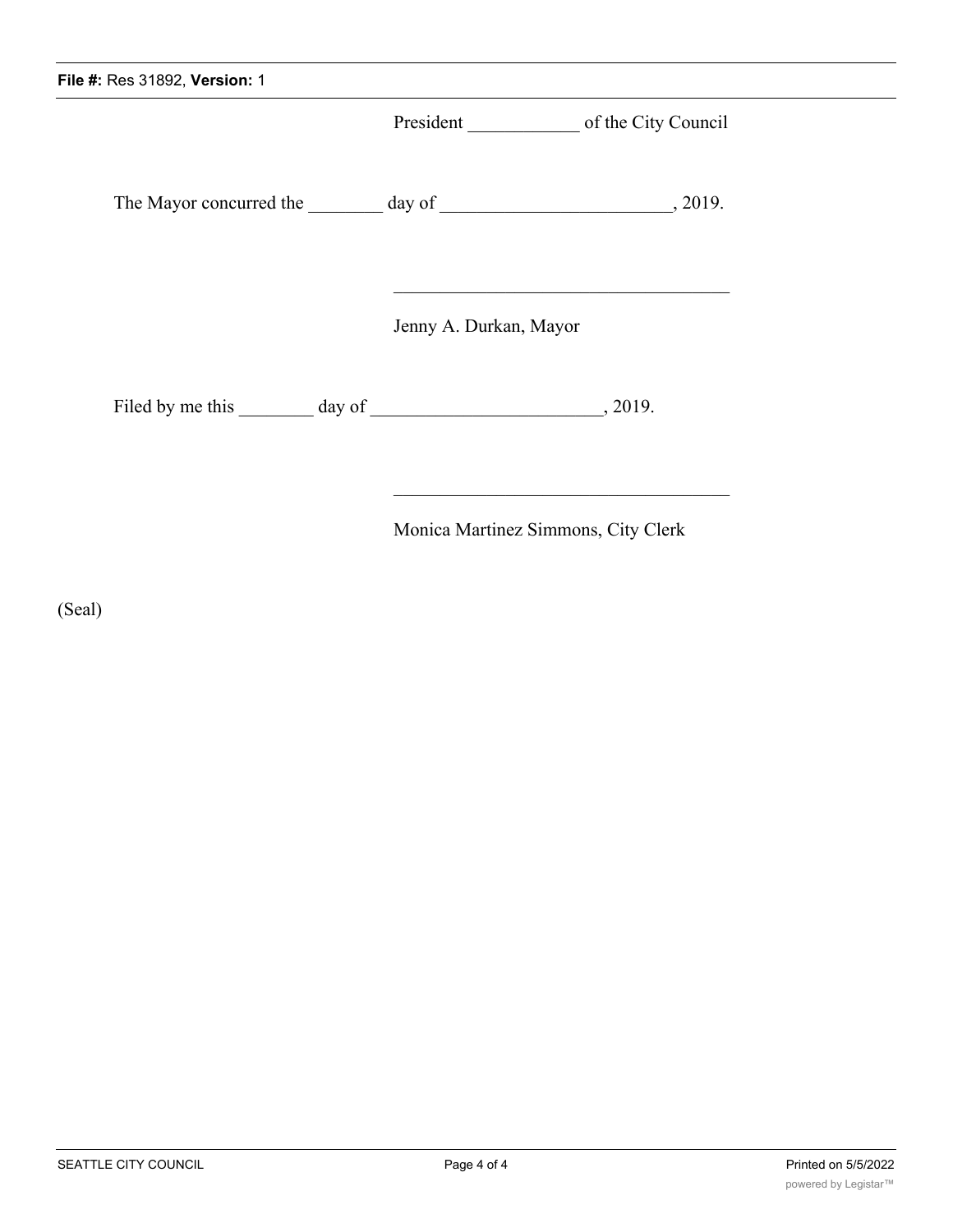President ____________ of the City Council

The Mayor concurred the ________ day of _________________________, 2019.

_____________________________________

Jenny A. Durkan, Mayor

Filed by me this ________ day of _________________________, 2019.

_____________________________________

Monica Martinez Simmons, City Clerk

(Seal)